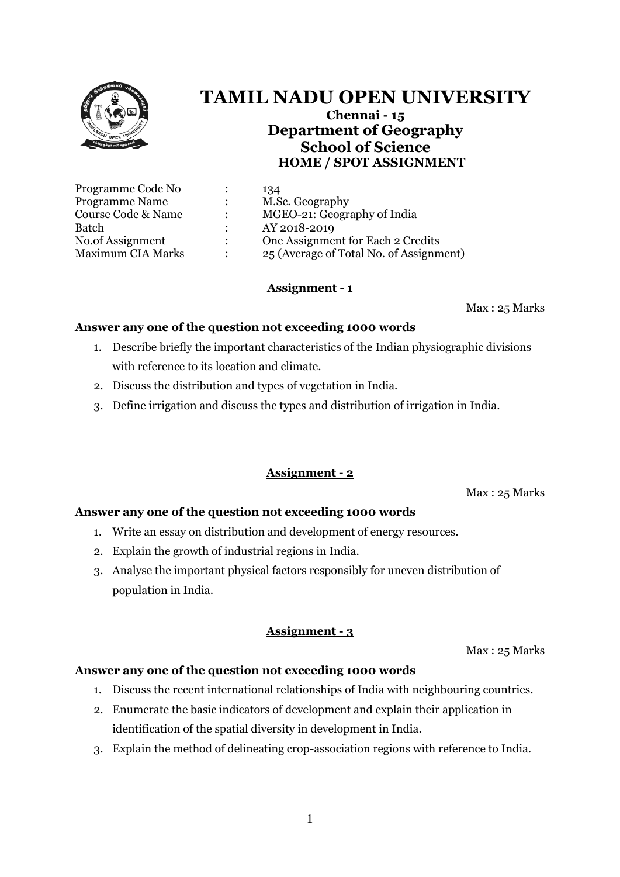# TAMIL NADU OPEN UNIVERSITY

**Chennai - 15**

## Department of Geography

## School of Science

### HOME / SPOT ASSIGNMENT

| | | |
|---|---|---|
| Programme Code No | : | 134 |
| Programme Name | : | M.Sc. Geography |
| Course Code & Name | : | MGEO-21: Geography of India |
| Batch | : | AY 2018-2019 |
| No.of Assignment | : | One Assignment for Each 2 Credits |
| Maximum CIA Marks | : | 25 (Average of Total No. of Assignment) |

### Assignment - 1

Max : 25 Marks

**Answer any one of the question not exceeding 1000 words**

1. Describe briefly the important characteristics of the Indian physiographic divisions with reference to its location and climate.
2. Discuss the distribution and types of vegetation in India.
3. Define irrigation and discuss the types and distribution of irrigation in India.

### Assignment - 2

Max : 25 Marks

**Answer any one of the question not exceeding 1000 words**

1. Write an essay on distribution and development of energy resources.
2. Explain the growth of industrial regions in India.
3. Analyse the important physical factors responsibly for uneven distribution of population in India.

### Assignment - 3

Max : 25 Marks

**Answer any one of the question not exceeding 1000 words**

1. Discuss the recent international relationships of India with neighbouring countries.
2. Enumerate the basic indicators of development and explain their application in identification of the spatial diversity in development in India.
3. Explain the method of delineating crop-association regions with reference to India.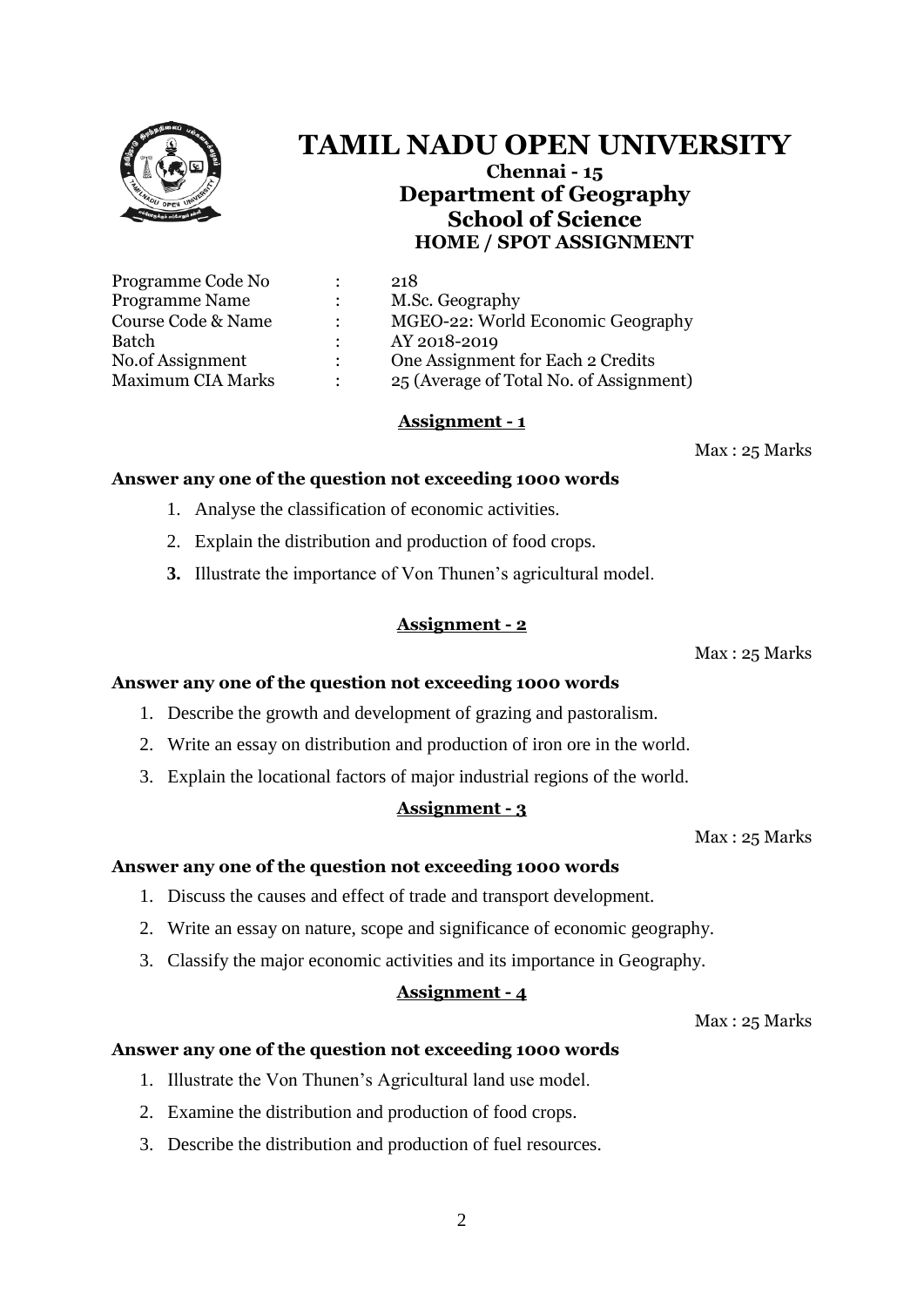# TAMIL NADU OPEN UNIVERSITY

**Chennai - 15**

## Department of Geography

## School of Science

### HOME / SPOT ASSIGNMENT

| | | |
|---|---|---|
| Programme Code No | : | 218 |
| Programme Name | : | M.Sc. Geography |
| Course Code & Name | : | MGEO-22: World Economic Geography |
| Batch | : | AY 2018-2019 |
| No.of Assignment | : | One Assignment for Each 2 Credits |
| Maximum CIA Marks | : | 25 (Average of Total No. of Assignment) |

**Assignment - 1**

Max : 25 Marks

**Answer any one of the question not exceeding 1000 words**

1. Analyse the classification of economic activities.
2. Explain the distribution and production of food crops.
3. Illustrate the importance of Von Thunen's agricultural model.

**Assignment - 2**

Max : 25 Marks

**Answer any one of the question not exceeding 1000 words**

1. Describe the growth and development of grazing and pastoralism.
2. Write an essay on distribution and production of iron ore in the world.
3. Explain the locational factors of major industrial regions of the world.

**Assignment - 3**

Max : 25 Marks

**Answer any one of the question not exceeding 1000 words**

1. Discuss the causes and effect of trade and transport development.
2. Write an essay on nature, scope and significance of economic geography.
3. Classify the major economic activities and its importance in Geography.

**Assignment - 4**

Max : 25 Marks

**Answer any one of the question not exceeding 1000 words**

1. Illustrate the Von Thunen's Agricultural land use model.
2. Examine the distribution and production of food crops.
3. Describe the distribution and production of fuel resources.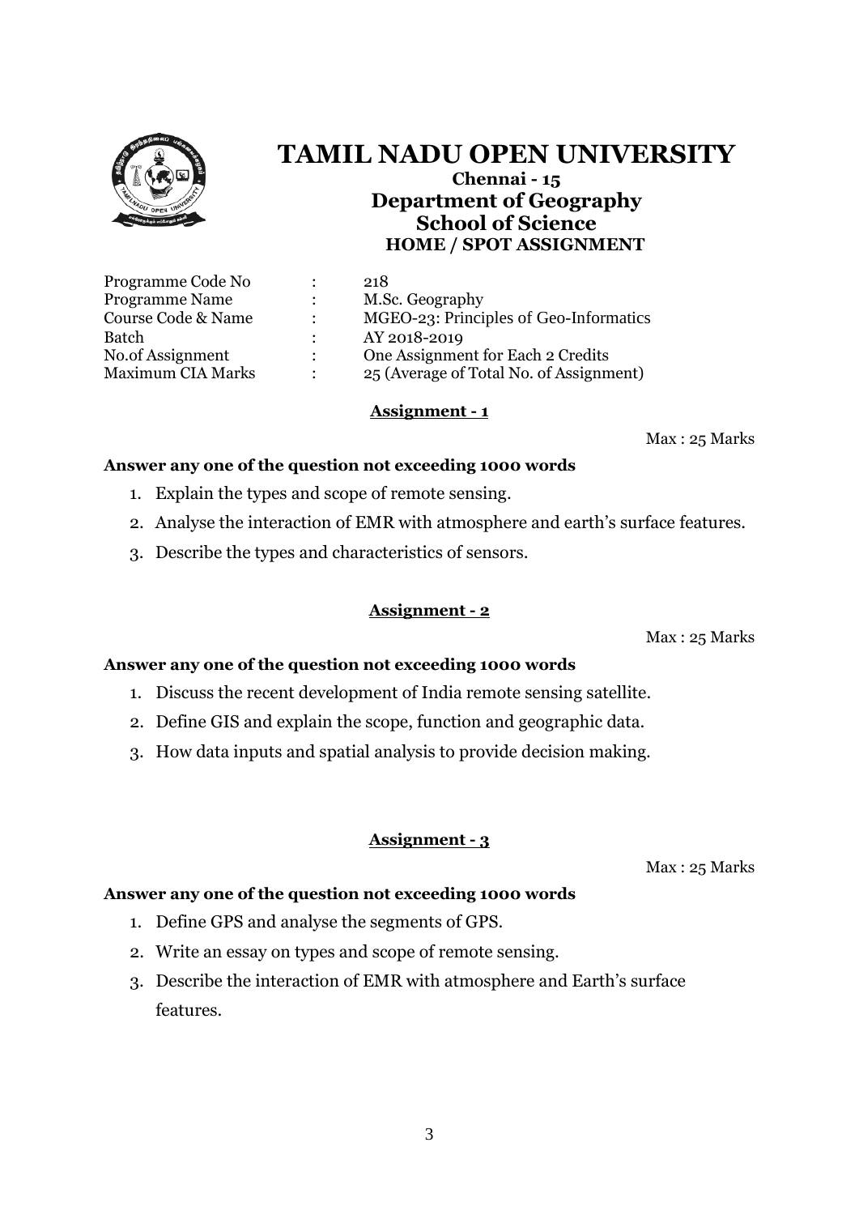# TAMIL NADU OPEN UNIVERSITY

**Chennai - 15**

## Department of Geography

## School of Science

### HOME / SPOT ASSIGNMENT

| | | |
|---|---|---|
| Programme Code No | : | 218 |
| Programme Name | : | M.Sc. Geography |
| Course Code & Name | : | MGEO-23: Principles of Geo-Informatics |
| Batch | : | AY 2018-2019 |
| No.of Assignment | : | One Assignment for Each 2 Credits |
| Maximum CIA Marks | : | 25 (Average of Total No. of Assignment) |

**Assignment - 1**

Max : 25 Marks

**Answer any one of the question not exceeding 1000 words**

1. Explain the types and scope of remote sensing.
2. Analyse the interaction of EMR with atmosphere and earth's surface features.
3. Describe the types and characteristics of sensors.

**Assignment - 2**

Max : 25 Marks

**Answer any one of the question not exceeding 1000 words**

1. Discuss the recent development of India remote sensing satellite.
2. Define GIS and explain the scope, function and geographic data.
3. How data inputs and spatial analysis to provide decision making.

**Assignment - 3**

Max : 25 Marks

**Answer any one of the question not exceeding 1000 words**

1. Define GPS and analyse the segments of GPS.
2. Write an essay on types and scope of remote sensing.
3. Describe the interaction of EMR with atmosphere and Earth's surface features.